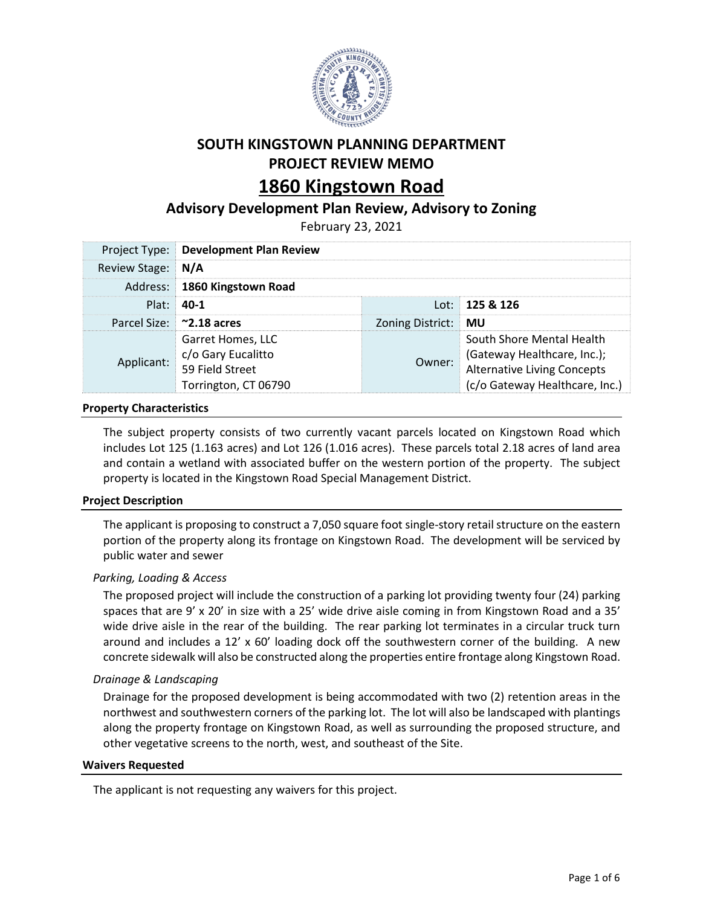# SOUTH KINGSTOWN PLANNING DEPARTMENT
# PROJECT REVIEW MEMO

# 1860 Kingstown Road

## Advisory Development Plan Review, Advisory to Zoning

February 23, 2021

| Project Type: | **Development Plan Review** | | |
|---|---|---|---|
| Review Stage: | **N/A** | | |
| Address: | **1860 Kingstown Road** | | |
| Plat: | **40-1** | Lot: | **125 & 126** |
| Parcel Size: | **~2.18 acres** | Zoning District: | **MU** |
| Applicant: | Garret Homes, LLC<br>c/o Gary Eucalitto<br>59 Field Street<br>Torrington, CT 06790 | Owner: | South Shore Mental Health (Gateway Healthcare, Inc.); Alternative Living Concepts (c/o Gateway Healthcare, Inc.) |

### Property Characteristics

The subject property consists of two currently vacant parcels located on Kingstown Road which includes Lot 125 (1.163 acres) and Lot 126 (1.016 acres). These parcels total 2.18 acres of land area and contain a wetland with associated buffer on the western portion of the property. The subject property is located in the Kingstown Road Special Management District.

### Project Description

The applicant is proposing to construct a 7,050 square foot single-story retail structure on the eastern portion of the property along its frontage on Kingstown Road. The development will be serviced by public water and sewer

*Parking, Loading & Access*

The proposed project will include the construction of a parking lot providing twenty four (24) parking spaces that are 9' x 20' in size with a 25' wide drive aisle coming in from Kingstown Road and a 35' wide drive aisle in the rear of the building. The rear parking lot terminates in a circular truck turn around and includes a 12' x 60' loading dock off the southwestern corner of the building. A new concrete sidewalk will also be constructed along the properties entire frontage along Kingstown Road.

*Drainage & Landscaping*

Drainage for the proposed development is being accommodated with two (2) retention areas in the northwest and southwestern corners of the parking lot. The lot will also be landscaped with plantings along the property frontage on Kingstown Road, as well as surrounding the proposed structure, and other vegetative screens to the north, west, and southeast of the Site.

### Waivers Requested

The applicant is not requesting any waivers for this project.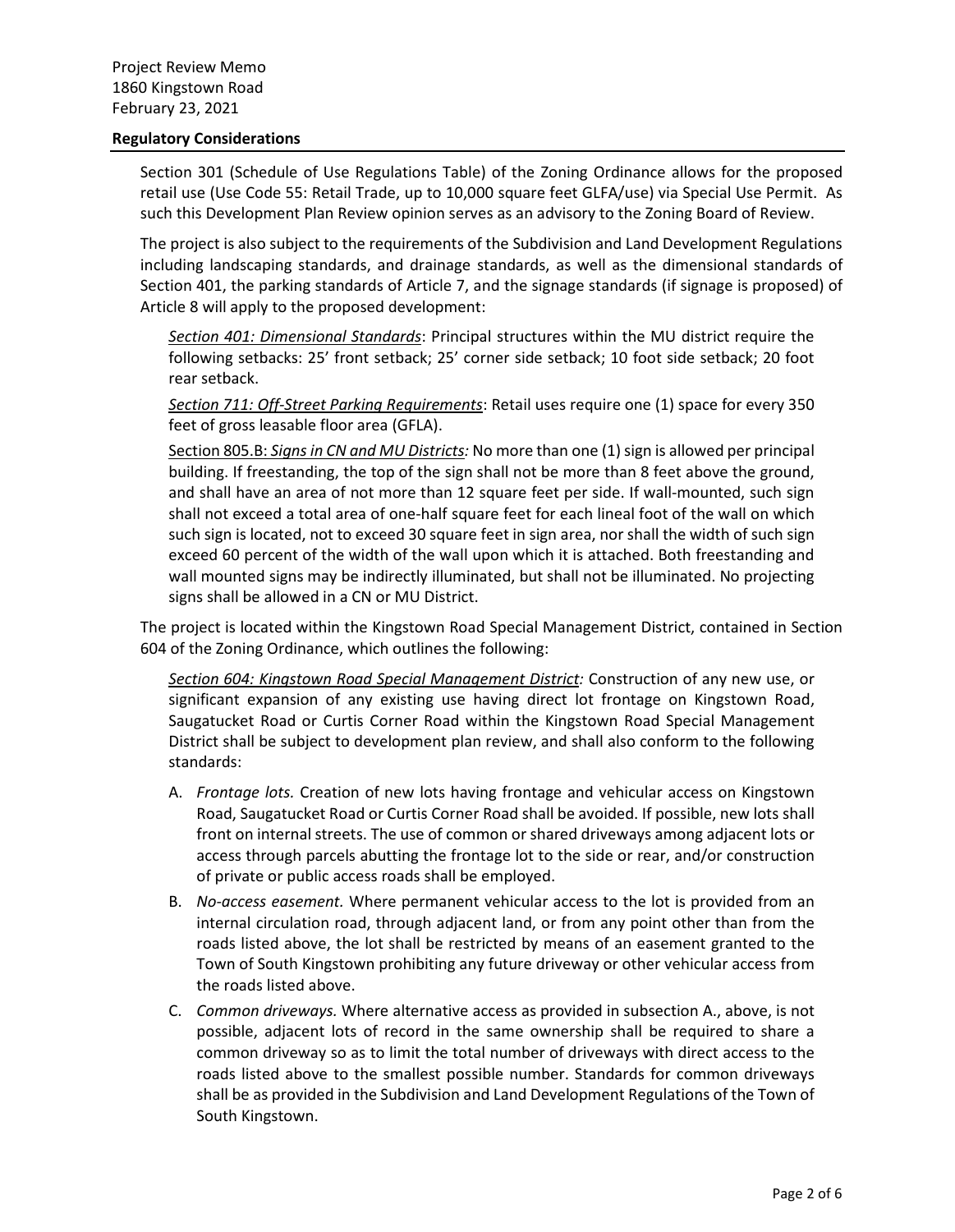**Regulatory Considerations**

Section 301 (Schedule of Use Regulations Table) of the Zoning Ordinance allows for the proposed retail use (Use Code 55: Retail Trade, up to 10,000 square feet GLFA/use) via Special Use Permit. As such this Development Plan Review opinion serves as an advisory to the Zoning Board of Review.

The project is also subject to the requirements of the Subdivision and Land Development Regulations including landscaping standards, and drainage standards, as well as the dimensional standards of Section 401, the parking standards of Article 7, and the signage standards (if signage is proposed) of Article 8 will apply to the proposed development:

*Section 401: Dimensional Standards*: Principal structures within the MU district require the following setbacks: 25' front setback; 25' corner side setback; 10 foot side setback; 20 foot rear setback.

*Section 711: Off-Street Parking Requirements*: Retail uses require one (1) space for every 350 feet of gross leasable floor area (GFLA).

Section 805.B: *Signs in CN and MU Districts:* No more than one (1) sign is allowed per principal building. If freestanding, the top of the sign shall not be more than 8 feet above the ground, and shall have an area of not more than 12 square feet per side. If wall-mounted, such sign shall not exceed a total area of one-half square feet for each lineal foot of the wall on which such sign is located, not to exceed 30 square feet in sign area, nor shall the width of such sign exceed 60 percent of the width of the wall upon which it is attached. Both freestanding and wall mounted signs may be indirectly illuminated, but shall not be illuminated. No projecting signs shall be allowed in a CN or MU District.

The project is located within the Kingstown Road Special Management District, contained in Section 604 of the Zoning Ordinance, which outlines the following:

*Section 604: Kingstown Road Special Management District:* Construction of any new use, or significant expansion of any existing use having direct lot frontage on Kingstown Road, Saugatucket Road or Curtis Corner Road within the Kingstown Road Special Management District shall be subject to development plan review, and shall also conform to the following standards:

A. *Frontage lots.* Creation of new lots having frontage and vehicular access on Kingstown Road, Saugatucket Road or Curtis Corner Road shall be avoided. If possible, new lots shall front on internal streets. The use of common or shared driveways among adjacent lots or access through parcels abutting the frontage lot to the side or rear, and/or construction of private or public access roads shall be employed.
B. *No-access easement.* Where permanent vehicular access to the lot is provided from an internal circulation road, through adjacent land, or from any point other than from the roads listed above, the lot shall be restricted by means of an easement granted to the Town of South Kingstown prohibiting any future driveway or other vehicular access from the roads listed above.
C. *Common driveways.* Where alternative access as provided in subsection A., above, is not possible, adjacent lots of record in the same ownership shall be required to share a common driveway so as to limit the total number of driveways with direct access to the roads listed above to the smallest possible number. Standards for common driveways shall be as provided in the Subdivision and Land Development Regulations of the Town of South Kingstown.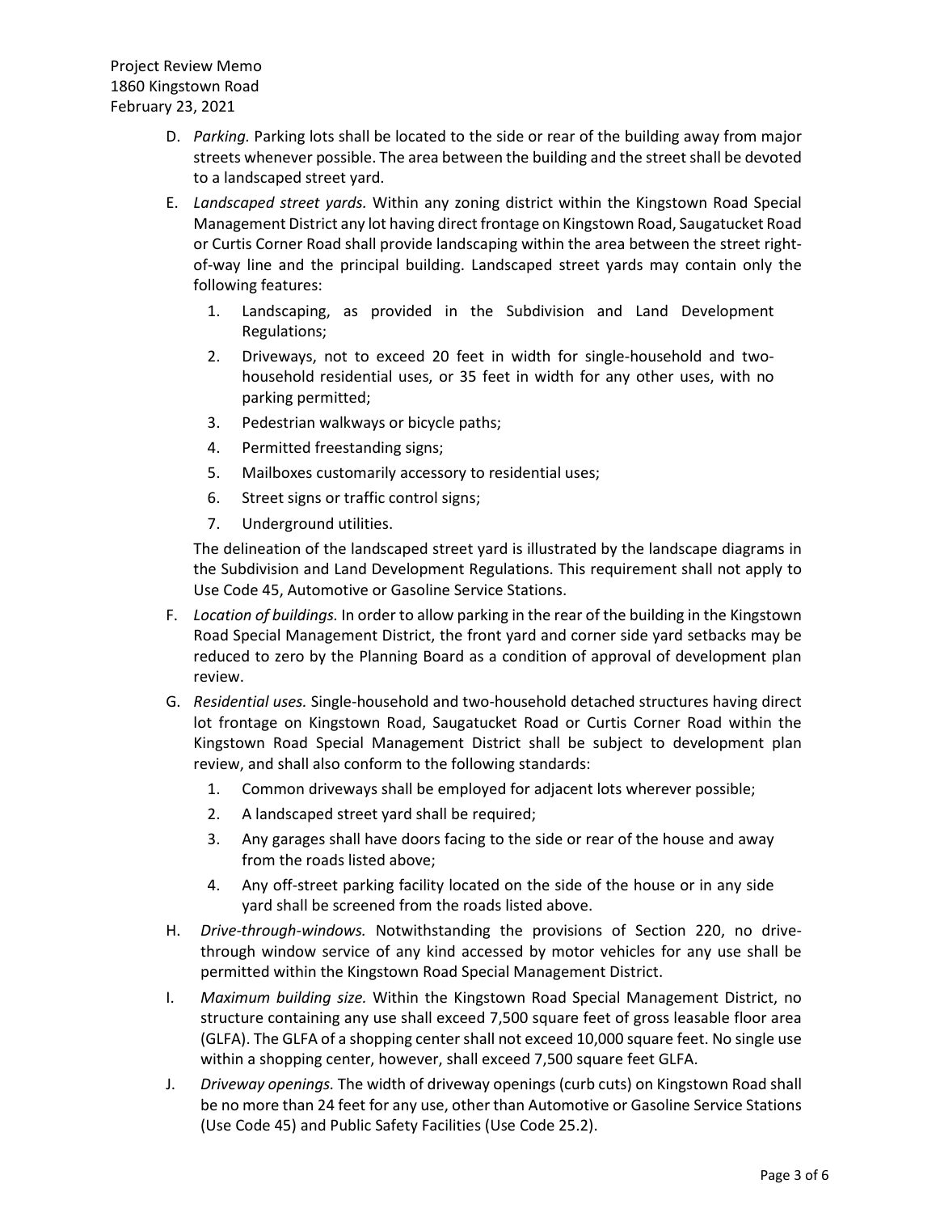D. *Parking.* Parking lots shall be located to the side or rear of the building away from major streets whenever possible. The area between the building and the street shall be devoted to a landscaped street yard.

E. *Landscaped street yards.* Within any zoning district within the Kingstown Road Special Management District any lot having direct frontage on Kingstown Road, Saugatucket Road or Curtis Corner Road shall provide landscaping within the area between the street right-of-way line and the principal building. Landscaped street yards may contain only the following features:

   1. Landscaping, as provided in the Subdivision and Land Development Regulations;
   2. Driveways, not to exceed 20 feet in width for single-household and two-household residential uses, or 35 feet in width for any other uses, with no parking permitted;
   3. Pedestrian walkways or bicycle paths;
   4. Permitted freestanding signs;
   5. Mailboxes customarily accessory to residential uses;
   6. Street signs or traffic control signs;
   7. Underground utilities.

   The delineation of the landscaped street yard is illustrated by the landscape diagrams in the Subdivision and Land Development Regulations. This requirement shall not apply to Use Code 45, Automotive or Gasoline Service Stations.

F. *Location of buildings.* In order to allow parking in the rear of the building in the Kingstown Road Special Management District, the front yard and corner side yard setbacks may be reduced to zero by the Planning Board as a condition of approval of development plan review.

G. *Residential uses.* Single-household and two-household detached structures having direct lot frontage on Kingstown Road, Saugatucket Road or Curtis Corner Road within the Kingstown Road Special Management District shall be subject to development plan review, and shall also conform to the following standards:

   1. Common driveways shall be employed for adjacent lots wherever possible;
   2. A landscaped street yard shall be required;
   3. Any garages shall have doors facing to the side or rear of the house and away from the roads listed above;
   4. Any off-street parking facility located on the side of the house or in any side yard shall be screened from the roads listed above.

H. *Drive-through-windows.* Notwithstanding the provisions of Section 220, no drive-through window service of any kind accessed by motor vehicles for any use shall be permitted within the Kingstown Road Special Management District.

I. *Maximum building size.* Within the Kingstown Road Special Management District, no structure containing any use shall exceed 7,500 square feet of gross leasable floor area (GLFA). The GLFA of a shopping center shall not exceed 10,000 square feet. No single use within a shopping center, however, shall exceed 7,500 square feet GLFA.

J. *Driveway openings.* The width of driveway openings (curb cuts) on Kingstown Road shall be no more than 24 feet for any use, other than Automotive or Gasoline Service Stations (Use Code 45) and Public Safety Facilities (Use Code 25.2).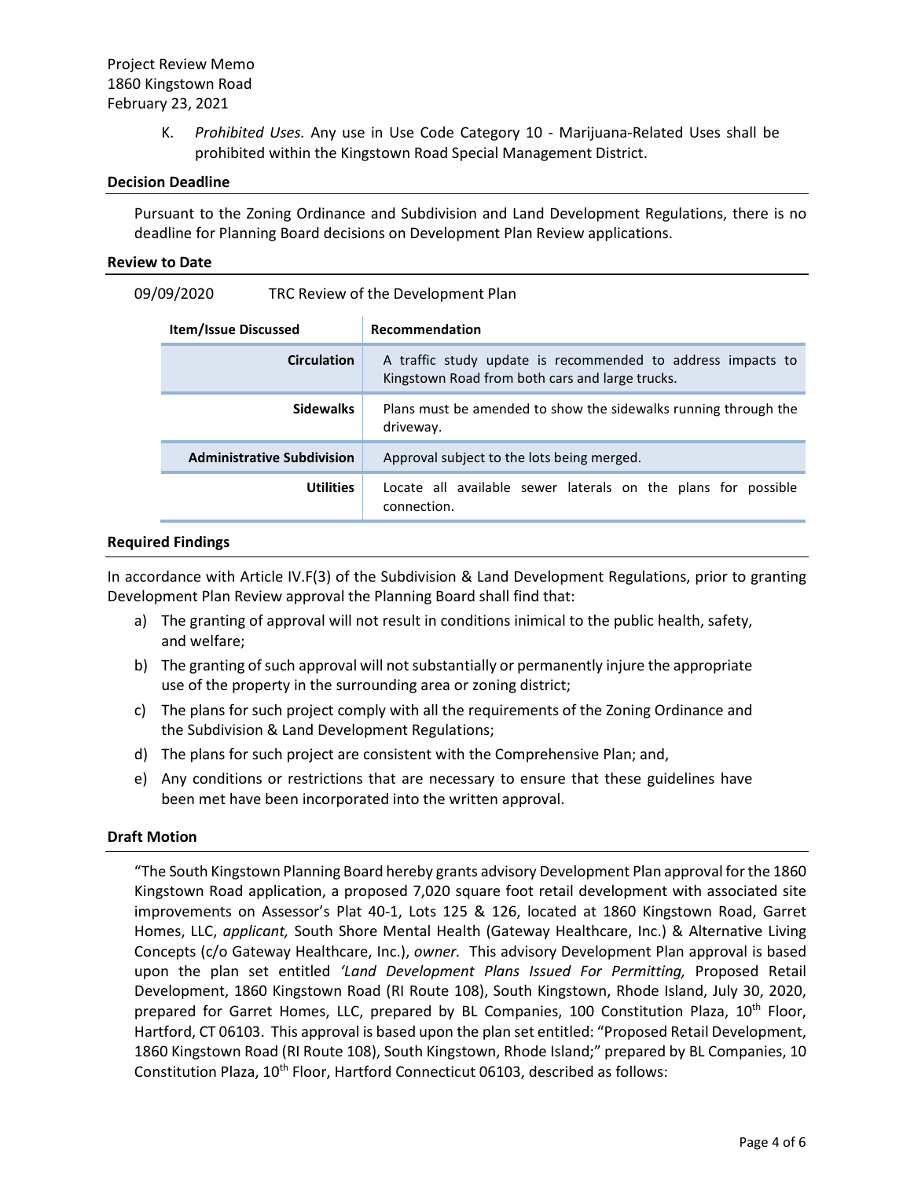K. *Prohibited Uses.* Any use in Use Code Category 10 - Marijuana-Related Uses shall be prohibited within the Kingstown Road Special Management District.

## Decision Deadline

Pursuant to the Zoning Ordinance and Subdivision and Land Development Regulations, there is no deadline for Planning Board decisions on Development Plan Review applications.

## Review to Date

09/09/2020 TRC Review of the Development Plan

| Item/Issue Discussed | Recommendation |
|---|---|
| **Circulation** | A traffic study update is recommended to address impacts to Kingstown Road from both cars and large trucks. |
| **Sidewalks** | Plans must be amended to show the sidewalks running through the driveway. |
| **Administrative Subdivision** | Approval subject to the lots being merged. |
| **Utilities** | Locate all available sewer laterals on the plans for possible connection. |

## Required Findings

In accordance with Article IV.F(3) of the Subdivision & Land Development Regulations, prior to granting Development Plan Review approval the Planning Board shall find that:

a) The granting of approval will not result in conditions inimical to the public health, safety, and welfare;
b) The granting of such approval will not substantially or permanently injure the appropriate use of the property in the surrounding area or zoning district;
c) The plans for such project comply with all the requirements of the Zoning Ordinance and the Subdivision & Land Development Regulations;
d) The plans for such project are consistent with the Comprehensive Plan; and,
e) Any conditions or restrictions that are necessary to ensure that these guidelines have been met have been incorporated into the written approval.

## Draft Motion

"The South Kingstown Planning Board hereby grants advisory Development Plan approval for the 1860 Kingstown Road application, a proposed 7,020 square foot retail development with associated site improvements on Assessor's Plat 40-1, Lots 125 & 126, located at 1860 Kingstown Road, Garret Homes, LLC, *applicant,* South Shore Mental Health (Gateway Healthcare, Inc.) & Alternative Living Concepts (c/o Gateway Healthcare, Inc.), *owner.* This advisory Development Plan approval is based upon the plan set entitled *'Land Development Plans Issued For Permitting,* Proposed Retail Development, 1860 Kingstown Road (RI Route 108), South Kingstown, Rhode Island, July 30, 2020, prepared for Garret Homes, LLC, prepared by BL Companies, 100 Constitution Plaza, 10th Floor, Hartford, CT 06103. This approval is based upon the plan set entitled: "Proposed Retail Development, 1860 Kingstown Road (RI Route 108), South Kingstown, Rhode Island;" prepared by BL Companies, 10 Constitution Plaza, 10th Floor, Hartford Connecticut 06103, described as follows: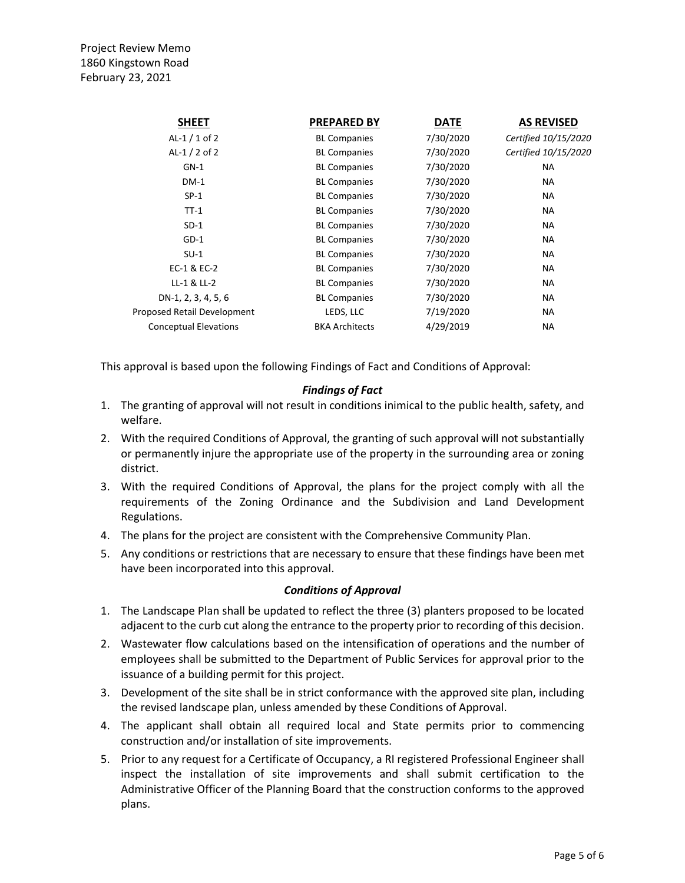| SHEET | PREPARED BY | DATE | AS REVISED |
|---|---|---|---|
| AL-1 / 1 of 2 | BL Companies | 7/30/2020 | *Certified 10/15/2020* |
| AL-1 / 2 of 2 | BL Companies | 7/30/2020 | *Certified 10/15/2020* |
| GN-1 | BL Companies | 7/30/2020 | NA |
| DM-1 | BL Companies | 7/30/2020 | NA |
| SP-1 | BL Companies | 7/30/2020 | NA |
| TT-1 | BL Companies | 7/30/2020 | NA |
| SD-1 | BL Companies | 7/30/2020 | NA |
| GD-1 | BL Companies | 7/30/2020 | NA |
| SU-1 | BL Companies | 7/30/2020 | NA |
| EC-1 & EC-2 | BL Companies | 7/30/2020 | NA |
| LL-1 & LL-2 | BL Companies | 7/30/2020 | NA |
| DN-1, 2, 3, 4, 5, 6 | BL Companies | 7/30/2020 | NA |
| Proposed Retail Development | LEDS, LLC | 7/19/2020 | NA |
| Conceptual Elevations | BKA Architects | 4/29/2019 | NA |

This approval is based upon the following Findings of Fact and Conditions of Approval:

### *Findings of Fact*

1. The granting of approval will not result in conditions inimical to the public health, safety, and welfare.
2. With the required Conditions of Approval, the granting of such approval will not substantially or permanently injure the appropriate use of the property in the surrounding area or zoning district.
3. With the required Conditions of Approval, the plans for the project comply with all the requirements of the Zoning Ordinance and the Subdivision and Land Development Regulations.
4. The plans for the project are consistent with the Comprehensive Community Plan.
5. Any conditions or restrictions that are necessary to ensure that these findings have been met have been incorporated into this approval.

### *Conditions of Approval*

1. The Landscape Plan shall be updated to reflect the three (3) planters proposed to be located adjacent to the curb cut along the entrance to the property prior to recording of this decision.
2. Wastewater flow calculations based on the intensification of operations and the number of employees shall be submitted to the Department of Public Services for approval prior to the issuance of a building permit for this project.
3. Development of the site shall be in strict conformance with the approved site plan, including the revised landscape plan, unless amended by these Conditions of Approval.
4. The applicant shall obtain all required local and State permits prior to commencing construction and/or installation of site improvements.
5. Prior to any request for a Certificate of Occupancy, a RI registered Professional Engineer shall inspect the installation of site improvements and shall submit certification to the Administrative Officer of the Planning Board that the construction conforms to the approved plans.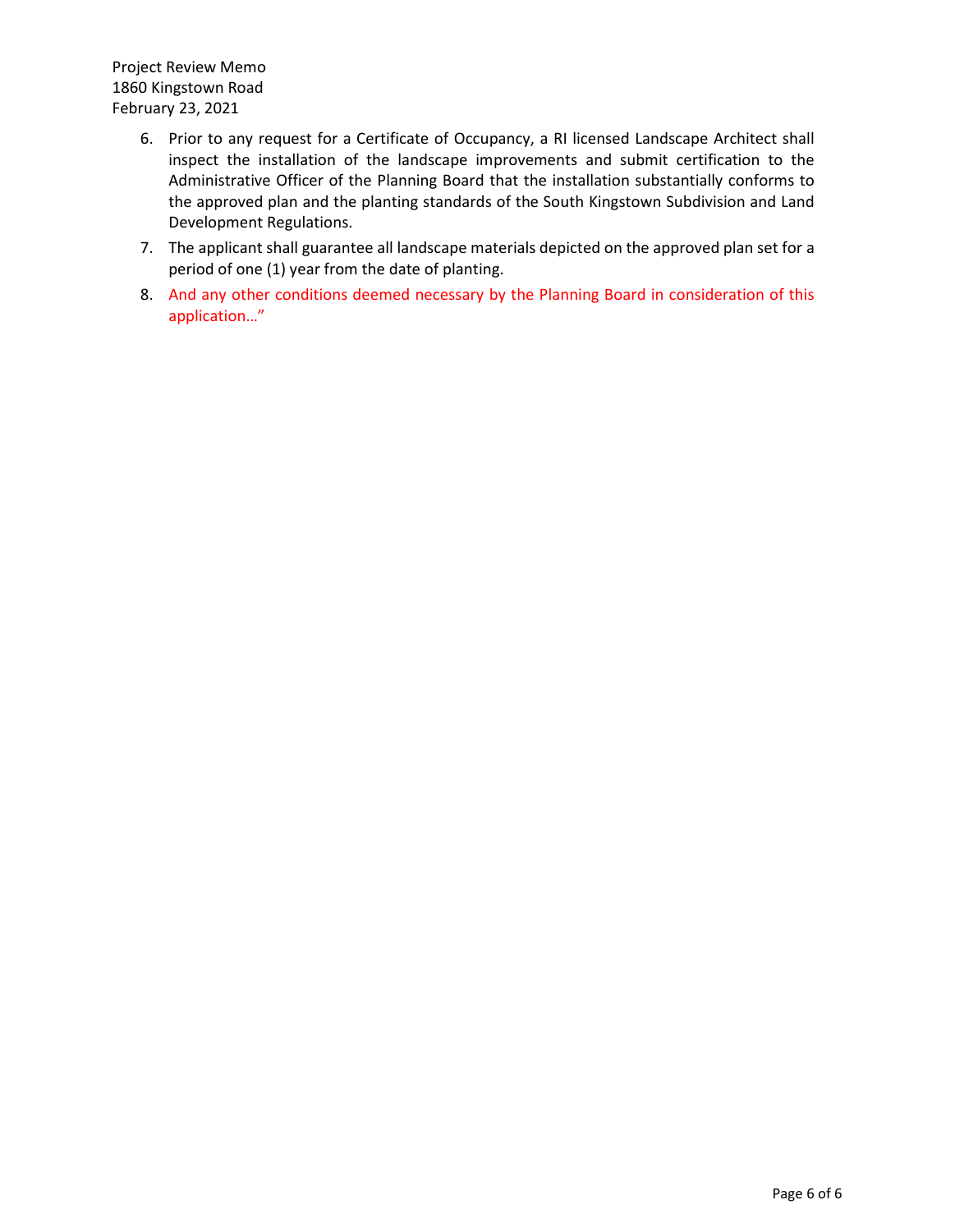6. Prior to any request for a Certificate of Occupancy, a RI licensed Landscape Architect shall inspect the installation of the landscape improvements and submit certification to the Administrative Officer of the Planning Board that the installation substantially conforms to the approved plan and the planting standards of the South Kingstown Subdivision and Land Development Regulations.
7. The applicant shall guarantee all landscape materials depicted on the approved plan set for a period of one (1) year from the date of planting.
8. And any other conditions deemed necessary by the Planning Board in consideration of this application…"